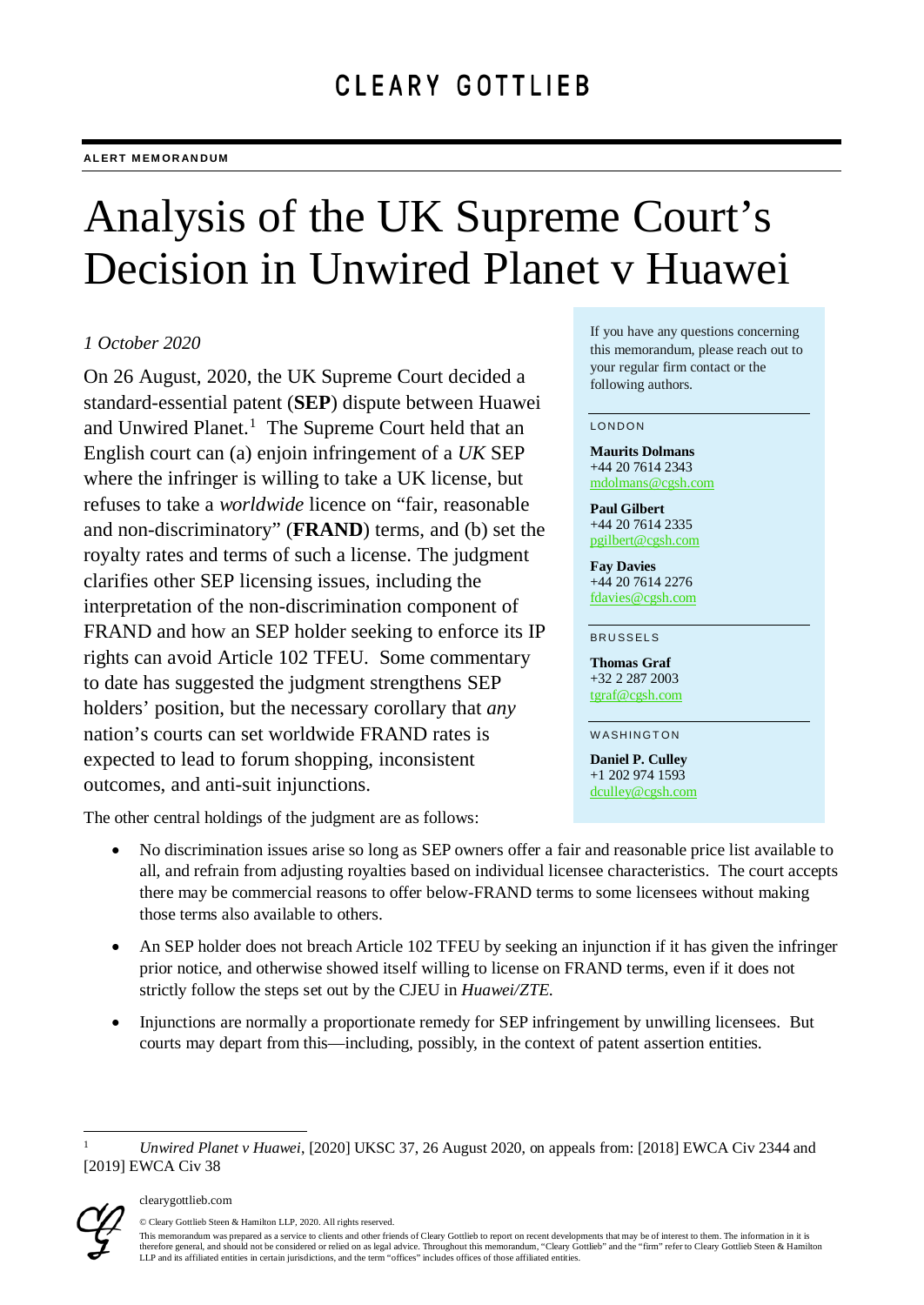CLEARY GOTTLIEB

**ALERT MEMORANDUM**

# Analysis of the UK Supreme Court's Decision in Unwired Planet v Huawei

*1 October 2020*

On 26 August, 2020, the UK Supreme Court decided a standard-essential patent (**SEP**) dispute between Huawei and Unwired Planet.[1] The Supreme Court held that an English court can (a) enjoin infringement of a *UK* SEP where the infringer is willing to take a UK license, but refuses to take a *worldwide* licence on "fair, reasonable and non-discriminatory" (**FRAND**) terms, and (b) set the royalty rates and terms of such a license. The judgment clarifies other SEP licensing issues, including the interpretation of the non-discrimination component of FRAND and how an SEP holder seeking to enforce its IP rights can avoid Article 102 TFEU. Some commentary to date has suggested the judgment strengthens SEP holders' position, but the necessary corollary that *any* nation's courts can set worldwide FRAND rates is expected to lead to forum shopping, inconsistent outcomes, and anti-suit injunctions.

The other central holdings of the judgment are as follows:

- No discrimination issues arise so long as SEP owners offer a fair and reasonable price list available to all, and refrain from adjusting royalties based on individual licensee characteristics. The court accepts there may be commercial reasons to offer below-FRAND terms to some licensees without making those terms also available to others.
- An SEP holder does not breach Article 102 TFEU by seeking an injunction if it has given the infringer prior notice, and otherwise showed itself willing to license on FRAND terms, even if it does not strictly follow the steps set out by the CJEU in *Huawei/ZTE.*
- Injunctions are normally a proportionate remedy for SEP infringement by unwilling licensees. But courts may depart from this—including, possibly, in the context of patent assertion entities.

If you have any questions concerning this memorandum, please reach out to your regular firm contact or the following authors.

LONDON

**Maurits Dolmans**
+44 20 7614 2343
mdolmans@cgsh.com

**Paul Gilbert**
+44 20 7614 2335
pgilbert@cgsh.com

**Fay Davies**
+44 20 7614 2276
fdavies@cgsh.com

BRUSSELS

**Thomas Graf**
+32 2 287 2003
tgraf@cgsh.com

WASHINGTON

**Daniel P. Culley**
+1 202 974 1593
dculley@cgsh.com

---

[1] *Unwired Planet v Huawei*, [2020] UKSC 37, 26 August 2020, on appeals from: [2018] EWCA Civ 2344 and [2019] EWCA Civ 38

clearygottlieb.com

© Cleary Gottlieb Steen & Hamilton LLP, 2020. All rights reserved.

This memorandum was prepared as a service to clients and other friends of Cleary Gottlieb to report on recent developments that may be of interest to them. The information in it is therefore general, and should not be considered or relied on as legal advice. Throughout this memorandum, "Cleary Gottlieb" and the "firm" refer to Cleary Gottlieb Steen & Hamilton LLP and its affiliated entities in certain jurisdictions, and the term "offices" includes offices of those affiliated entities.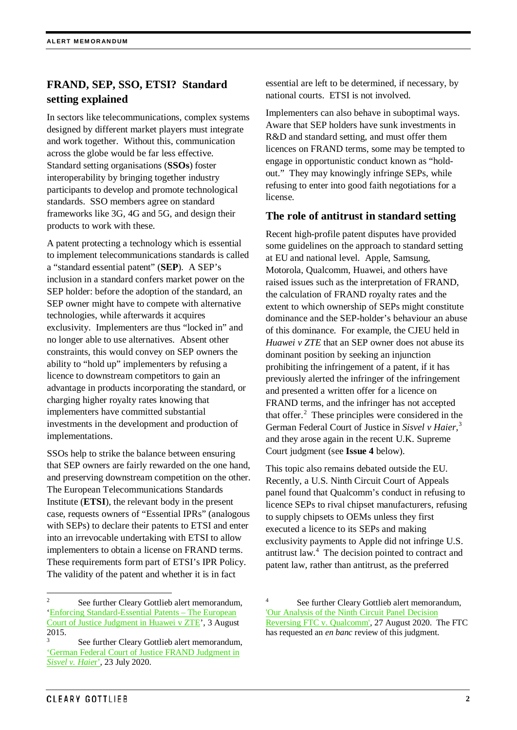## FRAND, SEP, SSO, ETSI? Standard setting explained

In sectors like telecommunications, complex systems designed by different market players must integrate and work together. Without this, communication across the globe would be far less effective. Standard setting organisations (**SSOs**) foster interoperability by bringing together industry participants to develop and promote technological standards. SSO members agree on standard frameworks like 3G, 4G and 5G, and design their products to work with these.

A patent protecting a technology which is essential to implement telecommunications standards is called a "standard essential patent" (**SEP**). A SEP's inclusion in a standard confers market power on the SEP holder: before the adoption of the standard, an SEP owner might have to compete with alternative technologies, while afterwards it acquires exclusivity. Implementers are thus "locked in" and no longer able to use alternatives. Absent other constraints, this would convey on SEP owners the ability to "hold up" implementers by refusing a licence to downstream competitors to gain an advantage in products incorporating the standard, or charging higher royalty rates knowing that implementers have committed substantial investments in the development and production of implementations.

SSOs help to strike the balance between ensuring that SEP owners are fairly rewarded on the one hand, and preserving downstream competition on the other. The European Telecommunications Standards Institute (**ETSI**), the relevant body in the present case, requests owners of "Essential IPRs" (analogous with SEPs) to declare their patents to ETSI and enter into an irrevocable undertaking with ETSI to allow implementers to obtain a license on FRAND terms. These requirements form part of ETSI's IPR Policy. The validity of the patent and whether it is in fact essential are left to be determined, if necessary, by national courts. ETSI is not involved.

Implementers can also behave in suboptimal ways. Aware that SEP holders have sunk investments in R&D and standard setting, and must offer them licences on FRAND terms, some may be tempted to engage in opportunistic conduct known as "hold-out." They may knowingly infringe SEPs, while refusing to enter into good faith negotiations for a license.

## The role of antitrust in standard setting

Recent high-profile patent disputes have provided some guidelines on the approach to standard setting at EU and national level. Apple, Samsung, Motorola, Qualcomm, Huawei, and others have raised issues such as the interpretation of FRAND, the calculation of FRAND royalty rates and the extent to which ownership of SEPs might constitute dominance and the SEP-holder's behaviour an abuse of this dominance. For example, the CJEU held in *Huawei v ZTE* that an SEP owner does not abuse its dominant position by seeking an injunction prohibiting the infringement of a patent, if it has previously alerted the infringer of the infringement and presented a written offer for a licence on FRAND terms, and the infringer has not accepted that offer.[2] These principles were considered in the German Federal Court of Justice in *Sisvel v Haier*,[3] and they arose again in the recent U.K. Supreme Court judgment (see **Issue 4** below).

This topic also remains debated outside the EU. Recently, a U.S. Ninth Circuit Court of Appeals panel found that Qualcomm's conduct in refusing to licence SEPs to rival chipset manufacturers, refusing to supply chipsets to OEMs unless they first executed a licence to its SEPs and making exclusivity payments to Apple did not infringe U.S. antitrust law.[4] The decision pointed to contract and patent law, rather than antitrust, as the preferred

---

[2] See further Cleary Gottlieb alert memorandum, 'Enforcing Standard-Essential Patents – The European Court of Justice Judgment in Huawei v ZTE', 3 August 2015.

[3] See further Cleary Gottlieb alert memorandum, 'German Federal Court of Justice FRAND Judgment in *Sisvel v. Haier*', 23 July 2020.

[4] See further Cleary Gottlieb alert memorandum, 'Our Analysis of the Ninth Circuit Panel Decision Reversing FTC v. Qualcomm', 27 August 2020. The FTC has requested an *en banc* review of this judgment.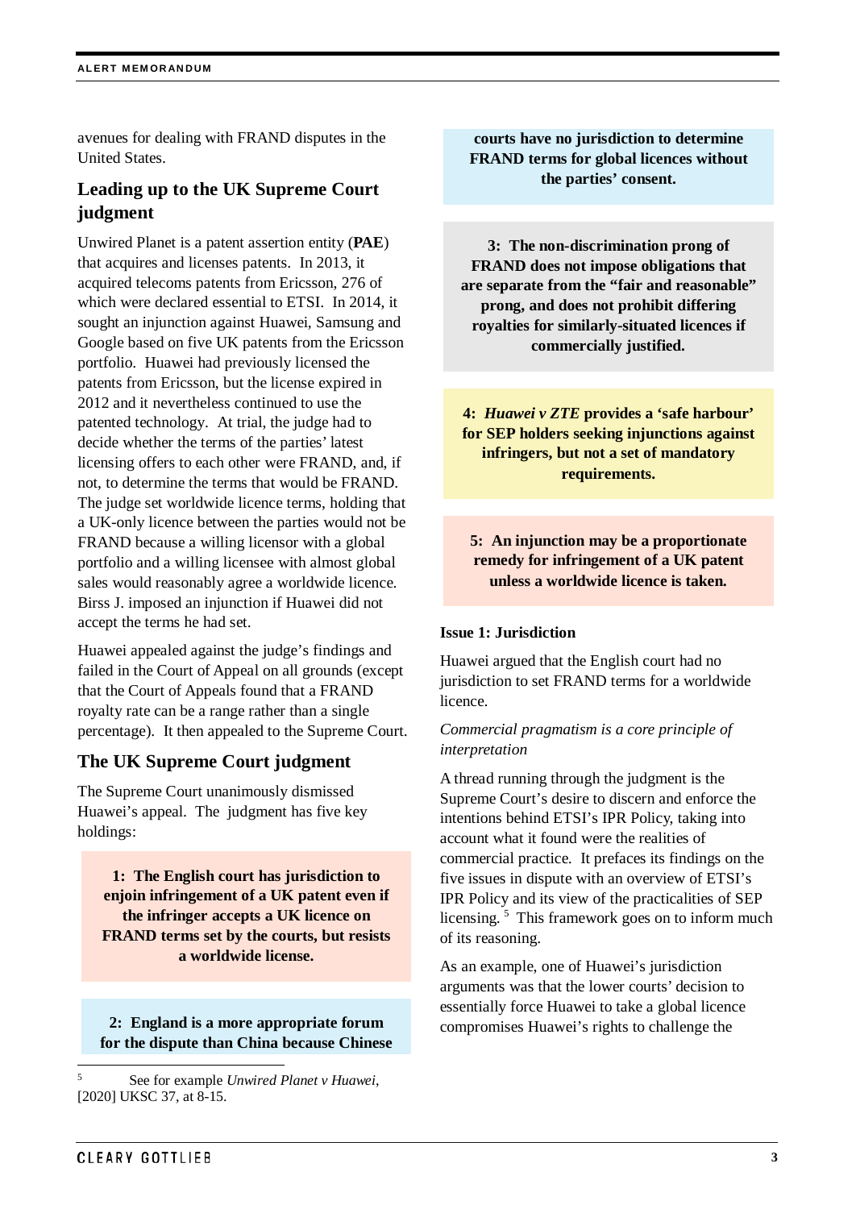avenues for dealing with FRAND disputes in the United States.

## Leading up to the UK Supreme Court judgment

Unwired Planet is a patent assertion entity (**PAE**) that acquires and licenses patents. In 2013, it acquired telecoms patents from Ericsson, 276 of which were declared essential to ETSI. In 2014, it sought an injunction against Huawei, Samsung and Google based on five UK patents from the Ericsson portfolio. Huawei had previously licensed the patents from Ericsson, but the license expired in 2012 and it nevertheless continued to use the patented technology. At trial, the judge had to decide whether the terms of the parties' latest licensing offers to each other were FRAND, and, if not, to determine the terms that would be FRAND. The judge set worldwide licence terms, holding that a UK-only licence between the parties would not be FRAND because a willing licensor with a global portfolio and a willing licensee with almost global sales would reasonably agree a worldwide licence. Birss J. imposed an injunction if Huawei did not accept the terms he had set.

Huawei appealed against the judge's findings and failed in the Court of Appeal on all grounds (except that the Court of Appeals found that a FRAND royalty rate can be a range rather than a single percentage). It then appealed to the Supreme Court.

## The UK Supreme Court judgment

The Supreme Court unanimously dismissed Huawei's appeal. The judgment has five key holdings:

**1: The English court has jurisdiction to enjoin infringement of a UK patent even if the infringer accepts a UK licence on FRAND terms set by the courts, but resists a worldwide license.**

**2: England is a more appropriate forum for the dispute than China because Chinese courts have no jurisdiction to determine FRAND terms for global licences without the parties' consent.**

**3: The non-discrimination prong of FRAND does not impose obligations that are separate from the "fair and reasonable" prong, and does not prohibit differing royalties for similarly-situated licences if commercially justified.**

**4: *Huawei v ZTE* provides a 'safe harbour' for SEP holders seeking injunctions against infringers, but not a set of mandatory requirements.**

**5: An injunction may be a proportionate remedy for infringement of a UK patent unless a worldwide licence is taken.**

**Issue 1: Jurisdiction**

Huawei argued that the English court had no jurisdiction to set FRAND terms for a worldwide licence.

*Commercial pragmatism is a core principle of interpretation*

A thread running through the judgment is the Supreme Court's desire to discern and enforce the intentions behind ETSI's IPR Policy, taking into account what it found were the realities of commercial practice. It prefaces its findings on the five issues in dispute with an overview of ETSI's IPR Policy and its view of the practicalities of SEP licensing.[5] This framework goes on to inform much of its reasoning.

As an example, one of Huawei's jurisdiction arguments was that the lower courts' decision to essentially force Huawei to take a global licence compromises Huawei's rights to challenge the

[5] See for example *Unwired Planet v Huawei*, [2020] UKSC 37, at 8-15.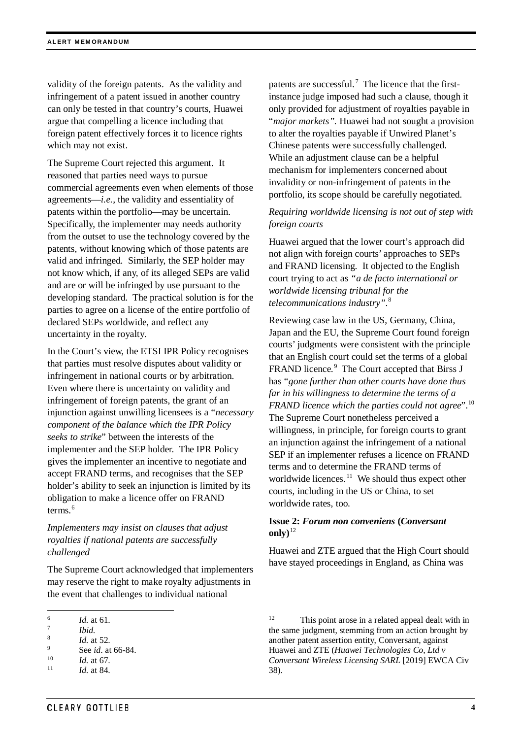validity of the foreign patents. As the validity and infringement of a patent issued in another country can only be tested in that country's courts, Huawei argue that compelling a licence including that foreign patent effectively forces it to licence rights which may not exist.

The Supreme Court rejected this argument. It reasoned that parties need ways to pursue commercial agreements even when elements of those agreements—*i.e.*, the validity and essentiality of patents within the portfolio—may be uncertain. Specifically, the implementer may needs authority from the outset to use the technology covered by the patents, without knowing which of those patents are valid and infringed. Similarly, the SEP holder may not know which, if any, of its alleged SEPs are valid and are or will be infringed by use pursuant to the developing standard. The practical solution is for the parties to agree on a license of the entire portfolio of declared SEPs worldwide, and reflect any uncertainty in the royalty.

In the Court's view, the ETSI IPR Policy recognises that parties must resolve disputes about validity or infringement in national courts or by arbitration. Even where there is uncertainty on validity and infringement of foreign patents, the grant of an injunction against unwilling licensees is a "*necessary component of the balance which the IPR Policy seeks to strike*" between the interests of the implementer and the SEP holder. The IPR Policy gives the implementer an incentive to negotiate and accept FRAND terms, and recognises that the SEP holder's ability to seek an injunction is limited by its obligation to make a licence offer on FRAND terms.[6]

*Implementers may insist on clauses that adjust royalties if national patents are successfully challenged*

The Supreme Court acknowledged that implementers may reserve the right to make royalty adjustments in the event that challenges to individual national patents are successful.[7] The licence that the first-instance judge imposed had such a clause, though it only provided for adjustment of royalties payable in "*major markets*". Huawei had not sought a provision to alter the royalties payable if Unwired Planet's Chinese patents were successfully challenged. While an adjustment clause can be a helpful mechanism for implementers concerned about invalidity or non-infringement of patents in the portfolio, its scope should be carefully negotiated.

*Requiring worldwide licensing is not out of step with foreign courts*

Huawei argued that the lower court's approach did not align with foreign courts' approaches to SEPs and FRAND licensing. It objected to the English court trying to act as *"a de facto international or worldwide licensing tribunal for the telecommunications industry"*.[8]

Reviewing case law in the US, Germany, China, Japan and the EU, the Supreme Court found foreign courts' judgments were consistent with the principle that an English court could set the terms of a global FRAND licence.[9] The Court accepted that Birss J has "*gone further than other courts have done thus far in his willingness to determine the terms of a FRAND licence which the parties could not agree*".[10] The Supreme Court nonetheless perceived a willingness, in principle, for foreign courts to grant an injunction against the infringement of a national SEP if an implementer refuses a licence on FRAND terms and to determine the FRAND terms of worldwide licences.[11] We should thus expect other courts, including in the US or China, to set worldwide rates, too.

**Issue 2: *Forum non conveniens* (*Conversant* only)**[12]

Huawei and ZTE argued that the High Court should have stayed proceedings in England, as China was

---

[6] *Id.* at 61.

[7] *Ibid.*

[8] *Id.* at 52.

[9] See *id*. at 66-84.

[10] *Id.* at 67.

[11] *Id.* at 84.

[12] This point arose in a related appeal dealt with in the same judgment, stemming from an action brought by another patent assertion entity, Conversant, against Huawei and ZTE (*Huawei Technologies Co, Ltd v Conversant Wireless Licensing SARL* [2019] EWCA Civ 38).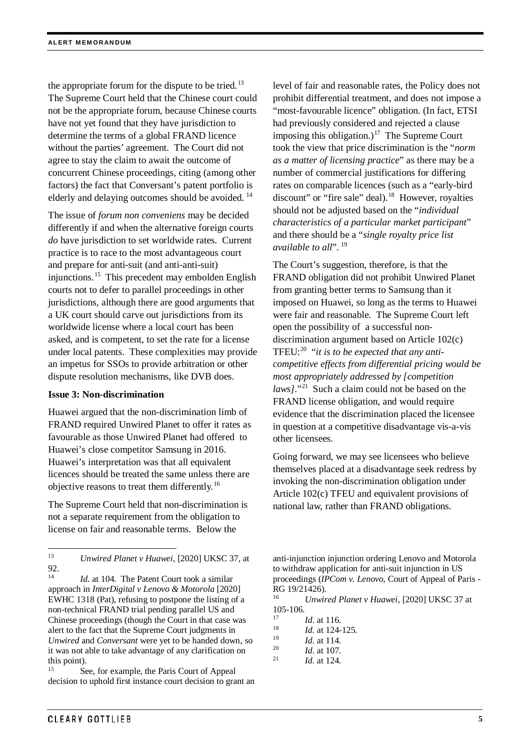the appropriate forum for the dispute to be tried.[13] The Supreme Court held that the Chinese court could not be the appropriate forum, because Chinese courts have not yet found that they have jurisdiction to determine the terms of a global FRAND licence without the parties' agreement. The Court did not agree to stay the claim to await the outcome of concurrent Chinese proceedings, citing (among other factors) the fact that Conversant's patent portfolio is elderly and delaying outcomes should be avoided.[14]

The issue of *forum non conveniens* may be decided differently if and when the alternative foreign courts *do* have jurisdiction to set worldwide rates. Current practice is to race to the most advantageous court and prepare for anti-suit (and anti-anti-suit) injunctions.[15] This precedent may embolden English courts not to defer to parallel proceedings in other jurisdictions, although there are good arguments that a UK court should carve out jurisdictions from its worldwide license where a local court has been asked, and is competent, to set the rate for a license under local patents. These complexities may provide an impetus for SSOs to provide arbitration or other dispute resolution mechanisms, like DVB does.

**Issue 3: Non-discrimination**

Huawei argued that the non-discrimination limb of FRAND required Unwired Planet to offer it rates as favourable as those Unwired Planet had offered to Huawei's close competitor Samsung in 2016. Huawei's interpretation was that all equivalent licences should be treated the same unless there are objective reasons to treat them differently.[16]

The Supreme Court held that non-discrimination is not a separate requirement from the obligation to license on fair and reasonable terms. Below the level of fair and reasonable rates, the Policy does not prohibit differential treatment, and does not impose a "most-favourable licence" obligation. (In fact, ETSI had previously considered and rejected a clause imposing this obligation.)[17] The Supreme Court took the view that price discrimination is the "*norm as a matter of licensing practice*" as there may be a number of commercial justifications for differing rates on comparable licences (such as a "early-bird discount" or "fire sale" deal).[18] However, royalties should not be adjusted based on the "*individual characteristics of a particular market participant*" and there should be a "*single royalty price list available to all*".[19]

The Court's suggestion, therefore, is that the FRAND obligation did not prohibit Unwired Planet from granting better terms to Samsung than it imposed on Huawei, so long as the terms to Huawei were fair and reasonable. The Supreme Court left open the possibility of a successful non-discrimination argument based on Article 102(c) TFEU:[20] "*it is to be expected that any anti-competitive effects from differential pricing would be most appropriately addressed by [competition laws]*."[21] Such a claim could not be based on the FRAND license obligation, and would require evidence that the discrimination placed the licensee in question at a competitive disadvantage vis-a-vis other licensees.

Going forward, we may see licensees who believe themselves placed at a disadvantage seek redress by invoking the non-discrimination obligation under Article 102(c) TFEU and equivalent provisions of national law, rather than FRAND obligations.

---

[13] *Unwired Planet v Huawei*, [2020] UKSC 37, at 92.

[14] *Id.* at 104. The Patent Court took a similar approach in *InterDigital v Lenovo & Motorola* [2020] EWHC 1318 (Pat), refusing to postpone the listing of a non-technical FRAND trial pending parallel US and Chinese proceedings (though the Court in that case was alert to the fact that the Supreme Court judgments in *Unwired* and *Conversant* were yet to be handed down, so it was not able to take advantage of any clarification on this point).

[15] See, for example, the Paris Court of Appeal decision to uphold first instance court decision to grant an anti-injunction injunction ordering Lenovo and Motorola to withdraw application for anti-suit injunction in US proceedings (*IPCom v. Lenovo*, Court of Appeal of Paris - RG 19/21426).

[16] *Unwired Planet v Huawei*, [2020] UKSC 37 at 105-106.

[17] *Id*. at 116.

[18] *Id.* at 124-125.

[19] *Id.* at 114.

[20] *Id.* at 107.

[21] *Id.* at 124.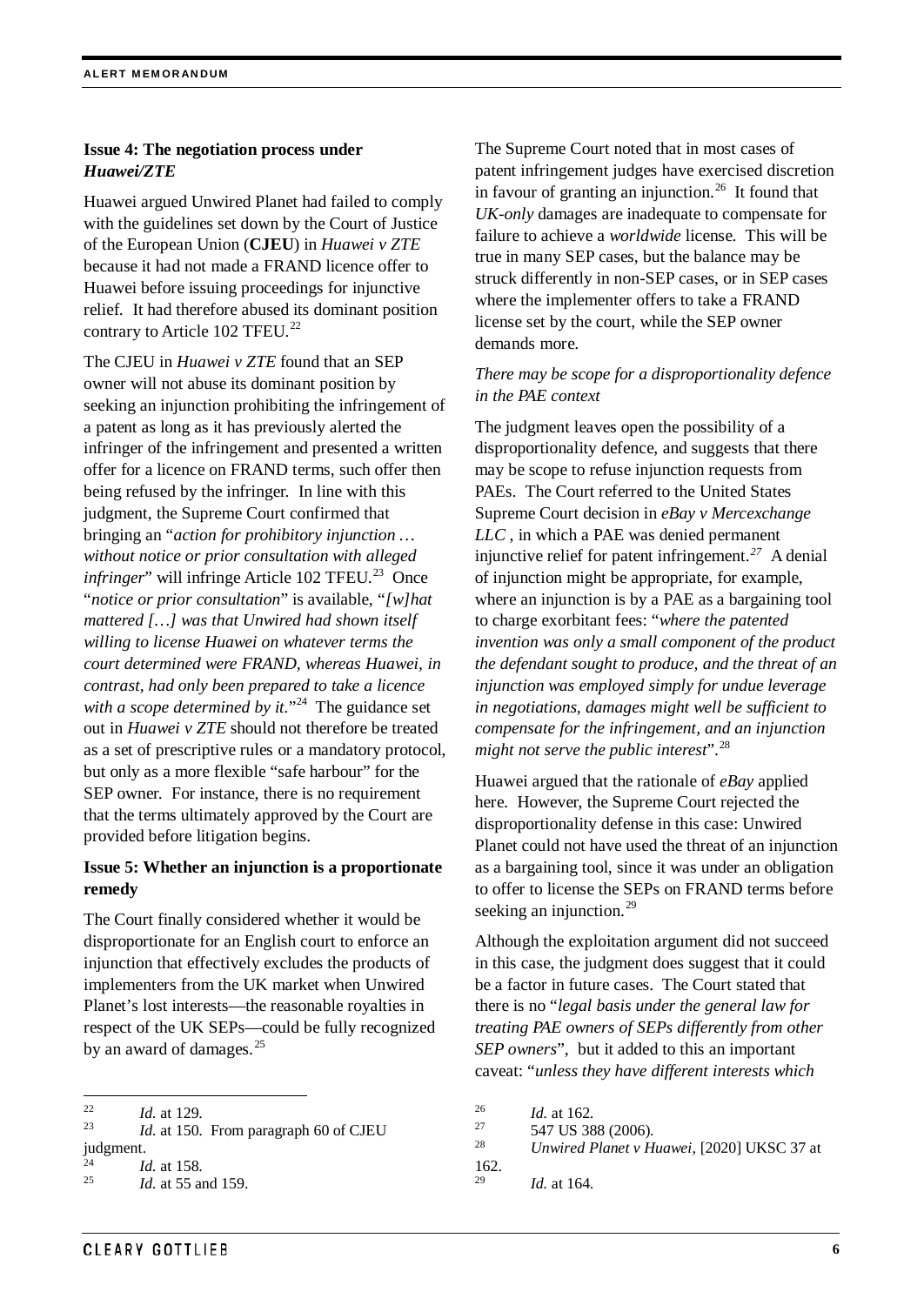**Issue 4: The negotiation process under *Huawei/ZTE***

Huawei argued Unwired Planet had failed to comply with the guidelines set down by the Court of Justice of the European Union (**CJEU**) in *Huawei v ZTE* because it had not made a FRAND licence offer to Huawei before issuing proceedings for injunctive relief. It had therefore abused its dominant position contrary to Article 102 TFEU.[22]

The CJEU in *Huawei v ZTE* found that an SEP owner will not abuse its dominant position by seeking an injunction prohibiting the infringement of a patent as long as it has previously alerted the infringer of the infringement and presented a written offer for a licence on FRAND terms, such offer then being refused by the infringer. In line with this judgment, the Supreme Court confirmed that bringing an "*action for prohibitory injunction … without notice or prior consultation with alleged infringer*" will infringe Article 102 TFEU.[23] Once "*notice or prior consultation*" is available, "*[w]hat mattered […] was that Unwired had shown itself willing to license Huawei on whatever terms the court determined were FRAND, whereas Huawei, in contrast, had only been prepared to take a licence with a scope determined by it.*"[24] The guidance set out in *Huawei v ZTE* should not therefore be treated as a set of prescriptive rules or a mandatory protocol, but only as a more flexible "safe harbour" for the SEP owner. For instance, there is no requirement that the terms ultimately approved by the Court are provided before litigation begins.

**Issue 5: Whether an injunction is a proportionate remedy**

The Court finally considered whether it would be disproportionate for an English court to enforce an injunction that effectively excludes the products of implementers from the UK market when Unwired Planet's lost interests—the reasonable royalties in respect of the UK SEPs—could be fully recognized by an award of damages.[25]

The Supreme Court noted that in most cases of patent infringement judges have exercised discretion in favour of granting an injunction.[26] It found that *UK-only* damages are inadequate to compensate for failure to achieve a *worldwide* license. This will be true in many SEP cases, but the balance may be struck differently in non-SEP cases, or in SEP cases where the implementer offers to take a FRAND license set by the court, while the SEP owner demands more.

*There may be scope for a disproportionality defence in the PAE context*

The judgment leaves open the possibility of a disproportionality defence, and suggests that there may be scope to refuse injunction requests from PAEs. The Court referred to the United States Supreme Court decision in *eBay v Mercexchange LLC* , in which a PAE was denied permanent injunctive relief for patent infringement.[27] A denial of injunction might be appropriate, for example, where an injunction is by a PAE as a bargaining tool to charge exorbitant fees: "*where the patented invention was only a small component of the product the defendant sought to produce, and the threat of an injunction was employed simply for undue leverage in negotiations, damages might well be sufficient to compensate for the infringement, and an injunction might not serve the public interest*".[28]

Huawei argued that the rationale of *eBay* applied here. However, the Supreme Court rejected the disproportionality defense in this case: Unwired Planet could not have used the threat of an injunction as a bargaining tool, since it was under an obligation to offer to license the SEPs on FRAND terms before seeking an injunction.[29]

Although the exploitation argument did not succeed in this case, the judgment does suggest that it could be a factor in future cases. The Court stated that there is no "*legal basis under the general law for treating PAE owners of SEPs differently from other SEP owners*", but it added to this an important caveat: "*unless they have different interests which*

---

[22] *Id.* at 129.

[23] *Id.* at 150. From paragraph 60 of CJEU judgment.

[24] *Id.* at 158.

[25] *Id.* at 55 and 159.

[26] *Id.* at 162.

[27] 547 US 388 (2006).

[28] *Unwired Planet v Huawei*, [2020] UKSC 37 at 162.

[29] *Id.* at 164.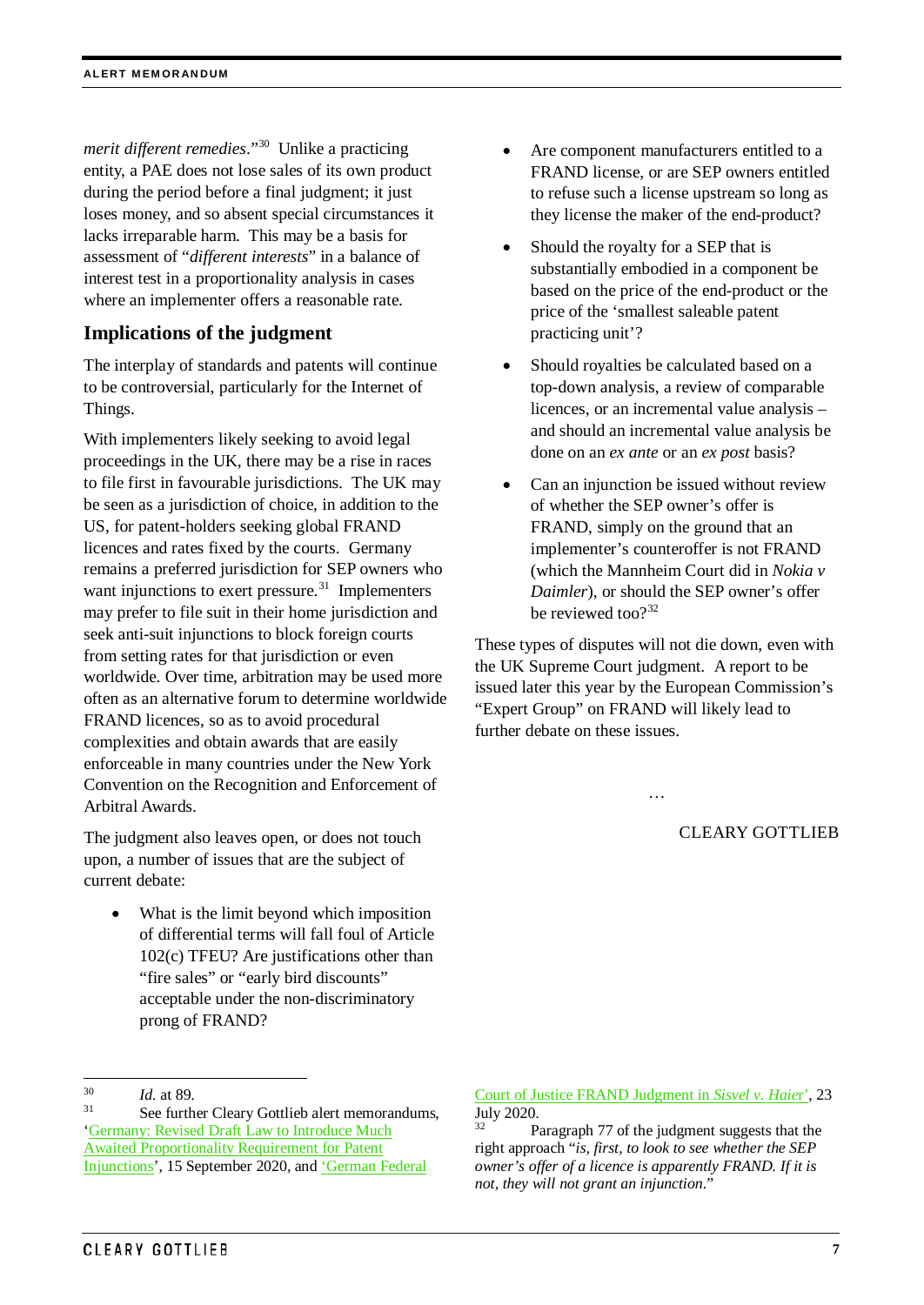*merit different remedies*."[30] Unlike a practicing entity, a PAE does not lose sales of its own product during the period before a final judgment; it just loses money, and so absent special circumstances it lacks irreparable harm. This may be a basis for assessment of "*different interests*" in a balance of interest test in a proportionality analysis in cases where an implementer offers a reasonable rate.

## Implications of the judgment

The interplay of standards and patents will continue to be controversial, particularly for the Internet of Things.

With implementers likely seeking to avoid legal proceedings in the UK, there may be a rise in races to file first in favourable jurisdictions. The UK may be seen as a jurisdiction of choice, in addition to the US, for patent-holders seeking global FRAND licences and rates fixed by the courts. Germany remains a preferred jurisdiction for SEP owners who want injunctions to exert pressure.[31] Implementers may prefer to file suit in their home jurisdiction and seek anti-suit injunctions to block foreign courts from setting rates for that jurisdiction or even worldwide. Over time, arbitration may be used more often as an alternative forum to determine worldwide FRAND licences, so as to avoid procedural complexities and obtain awards that are easily enforceable in many countries under the New York Convention on the Recognition and Enforcement of Arbitral Awards.

The judgment also leaves open, or does not touch upon, a number of issues that are the subject of current debate:

- What is the limit beyond which imposition of differential terms will fall foul of Article 102(c) TFEU? Are justifications other than "fire sales" or "early bird discounts" acceptable under the non-discriminatory prong of FRAND?
- Are component manufacturers entitled to a FRAND license, or are SEP owners entitled to refuse such a license upstream so long as they license the maker of the end-product?
- Should the royalty for a SEP that is substantially embodied in a component be based on the price of the end-product or the price of the 'smallest saleable patent practicing unit'?
- Should royalties be calculated based on a top-down analysis, a review of comparable licences, or an incremental value analysis – and should an incremental value analysis be done on an *ex ante* or an *ex post* basis?
- Can an injunction be issued without review of whether the SEP owner's offer is FRAND, simply on the ground that an implementer's counteroffer is not FRAND (which the Mannheim Court did in *Nokia v Daimler*), or should the SEP owner's offer be reviewed too?[32]

These types of disputes will not die down, even with the UK Supreme Court judgment. A report to be issued later this year by the European Commission's "Expert Group" on FRAND will likely lead to further debate on these issues.

…

CLEARY GOTTLIEB

---

[30] *Id.* at 89.

[31] See further Cleary Gottlieb alert memorandums, 'Germany: Revised Draft Law to Introduce Much Awaited Proportionality Requirement for Patent Injunctions', 15 September 2020, and 'German Federal Court of Justice FRAND Judgment in *Sisvel v. Haier*', 23 July 2020.

[32] Paragraph 77 of the judgment suggests that the right approach "*is, first, to look to see whether the SEP owner's offer of a licence is apparently FRAND. If it is not, they will not grant an injunction*."